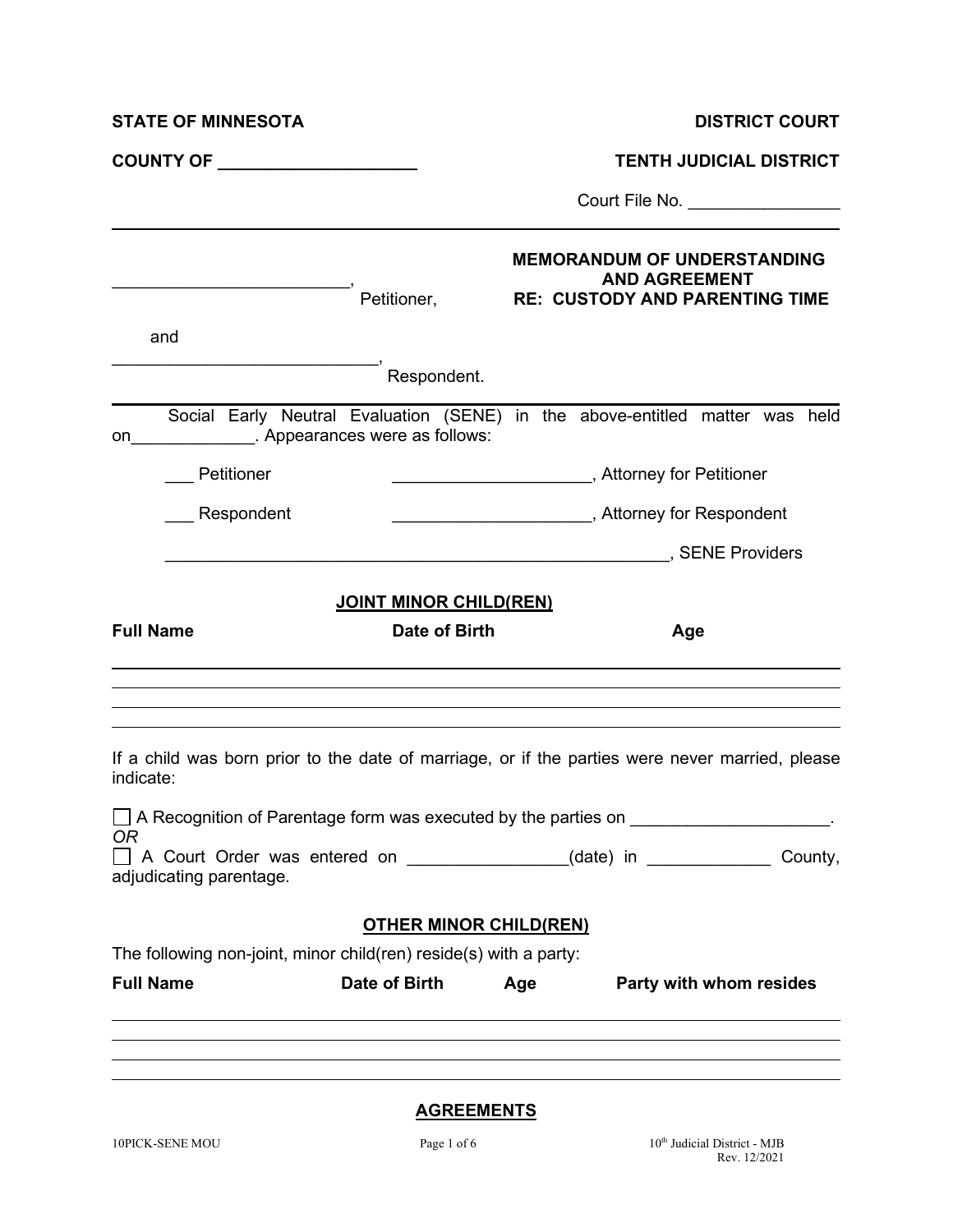**STATE OF MINNESOTA** **DISTRICT COURT**

**COUNTY OF ____________________** **TENTH JUDICIAL DISTRICT**

Court File No. _______________

---

________________________, Petitioner,

and

____________________________, Respondent.

**MEMORANDUM OF UNDERSTANDING AND AGREEMENT**
**RE: CUSTODY AND PARENTING TIME**

---

Social Early Neutral Evaluation (SENE) in the above-entitled matter was held on_____________. Appearances were as follows:

___ Petitioner ____________________, Attorney for Petitioner

___ Respondent ____________________, Attorney for Respondent

______________________________________________________, SENE Providers

**JOINT MINOR CHILD(REN)**

| **Full Name** | **Date of Birth** | **Age** |
|---|---|---|
| | | |
| | | |
| | | |
| | | |

If a child was born prior to the date of marriage, or if the parties were never married, please indicate:

☐ A Recognition of Parentage form was executed by the parties on ____________________.

*OR*

☐ A Court Order was entered on ________________(date) in ____________ County, adjudicating parentage.

**OTHER MINOR CHILD(REN)**

The following non-joint, minor child(ren) reside(s) with a party:

| **Full Name** | **Date of Birth** | **Age** | **Party with whom resides** |
|---|---|---|---|
| | | | |
| | | | |
| | | | |
| | | | |

**AGREEMENTS**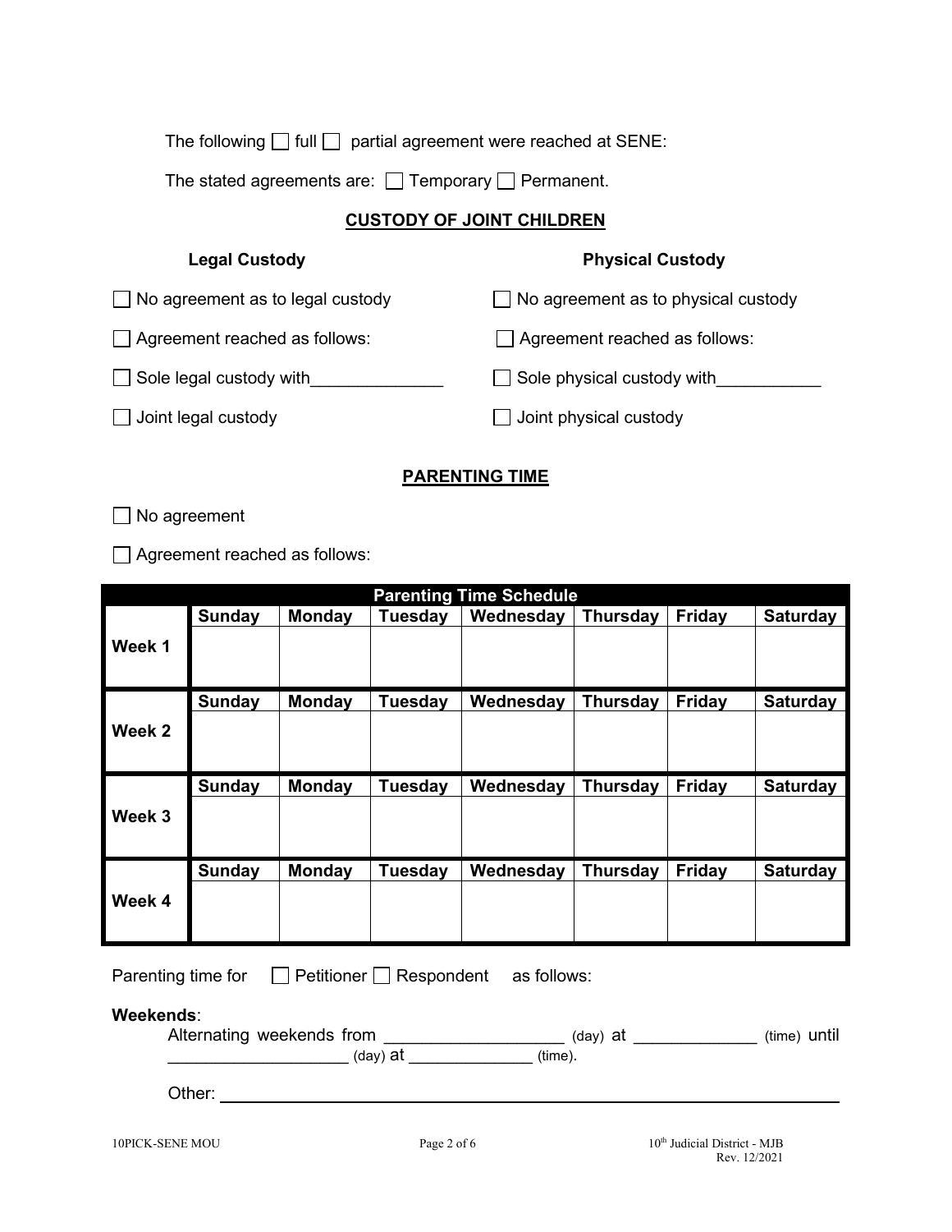The following ☐ full ☐ partial agreement were reached at SENE:

The stated agreements are: ☐ Temporary ☐ Permanent.

## CUSTODY OF JOINT CHILDREN

**Legal Custody**

☐ No agreement as to legal custody

☐ Agreement reached as follows:

☐ Sole legal custody with______________

☐ Joint legal custody

**Physical Custody**

☐ No agreement as to physical custody

☐ Agreement reached as follows:

☐ Sole physical custody with___________

☐ Joint physical custody

## PARENTING TIME

☐ No agreement

☐ Agreement reached as follows:

| Parenting Time Schedule | | | | | | | |
|---|---|---|---|---|---|---|---|
| | **Sunday** | **Monday** | **Tuesday** | **Wednesday** | **Thursday** | **Friday** | **Saturday** |
| **Week 1** | | | | | | | |
| | **Sunday** | **Monday** | **Tuesday** | **Wednesday** | **Thursday** | **Friday** | **Saturday** |
| **Week 2** | | | | | | | |
| | **Sunday** | **Monday** | **Tuesday** | **Wednesday** | **Thursday** | **Friday** | **Saturday** |
| **Week 3** | | | | | | | |
| | **Sunday** | **Monday** | **Tuesday** | **Wednesday** | **Thursday** | **Friday** | **Saturday** |
| **Week 4** | | | | | | | |

Parenting time for ☐ Petitioner ☐ Respondent as follows:

**Weekends**:

Alternating weekends from __________________ (day) at _____________ (time) until __________________ (day) at _____________ (time).

Other: ______________________________________________________________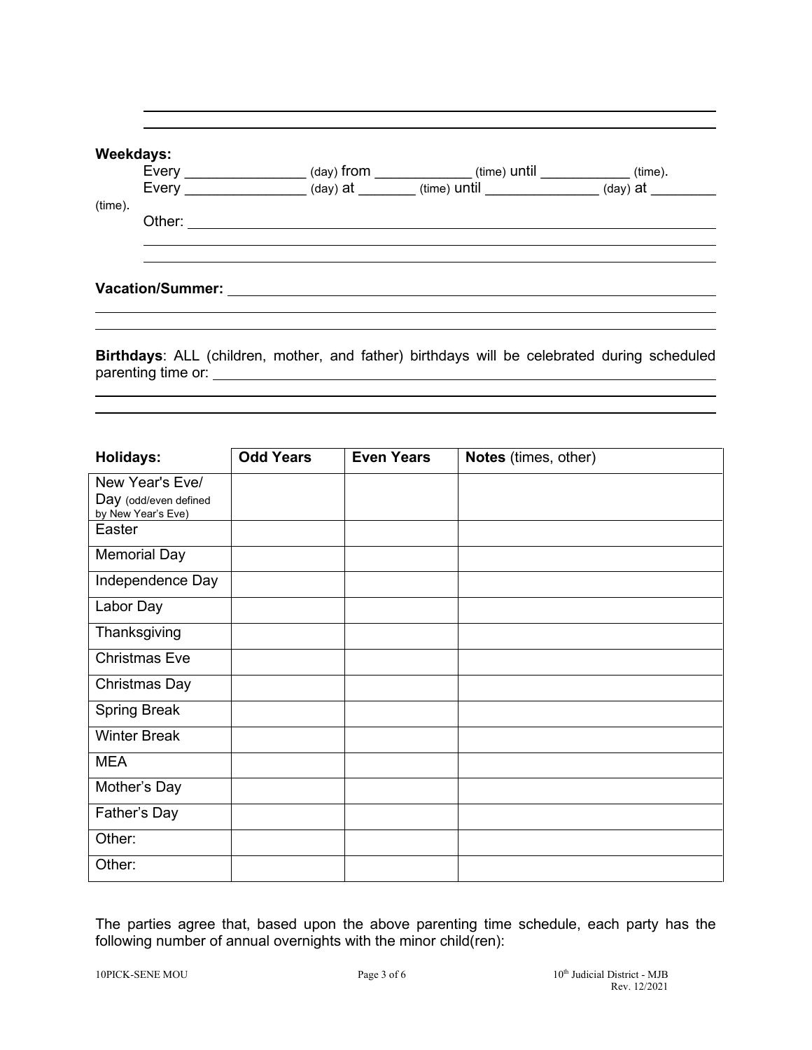**Weekdays:**

Every _______________ (day) from ____________ (time) until ___________ (time).

Every _______________ (day) at _______ (time) until ______________ (day) at ________ (time).

Other: ________________________________________________________________

________________________________________________________________

________________________________________________________________

**Vacation/Summer:** ________________________________________________________________

________________________________________________________________

________________________________________________________________

**Birthdays**: ALL (children, mother, and father) birthdays will be celebrated during scheduled parenting time or: ________________________________________________________________

________________________________________________________________

________________________________________________________________

| **Holidays:** | **Odd Years** | **Even Years** | **Notes** (times, other) |
|---|---|---|---|
| New Year's Eve/ Day (odd/even defined by New Year's Eve) | | | |
| Easter | | | |
| Memorial Day | | | |
| Independence Day | | | |
| Labor Day | | | |
| Thanksgiving | | | |
| Christmas Eve | | | |
| Christmas Day | | | |
| Spring Break | | | |
| Winter Break | | | |
| MEA | | | |
| Mother's Day | | | |
| Father's Day | | | |
| Other: | | | |
| Other: | | | |

The parties agree that, based upon the above parenting time schedule, each party has the following number of annual overnights with the minor child(ren):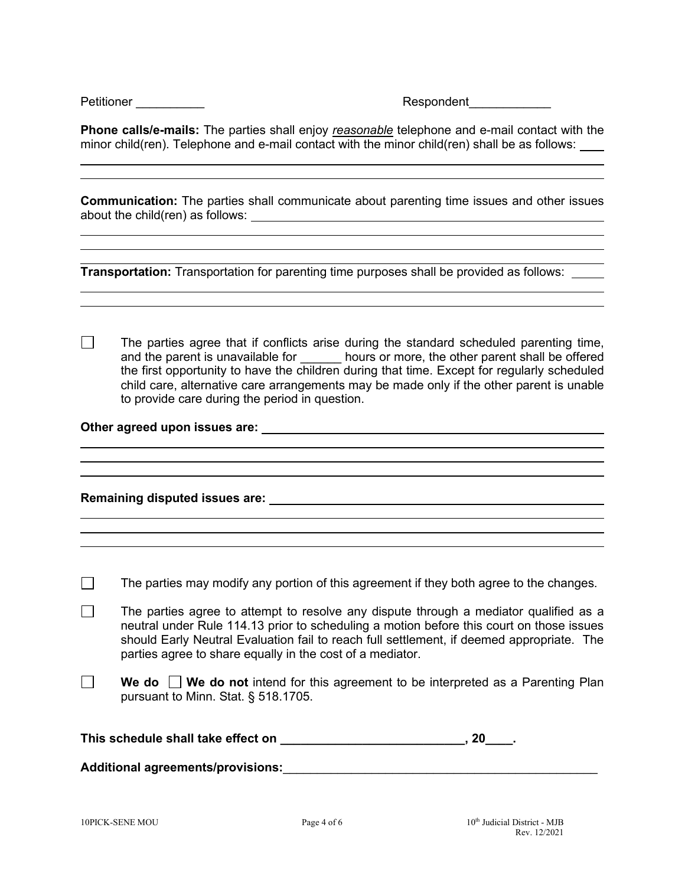Petitioner __________ Respondent____________

**Phone calls/e-mails:** The parties shall enjoy *reasonable* telephone and e-mail contact with the minor child(ren). Telephone and e-mail contact with the minor child(ren) shall be as follows: ____

**Communication:** The parties shall communicate about parenting time issues and other issues about the child(ren) as follows: ____

**Transportation:** Transportation for parenting time purposes shall be provided as follows: ____

☐ The parties agree that if conflicts arise during the standard scheduled parenting time, and the parent is unavailable for ______ hours or more, the other parent shall be offered the first opportunity to have the children during that time. Except for regularly scheduled child care, alternative care arrangements may be made only if the other parent is unable to provide care during the period in question.

**Other agreed upon issues are:** ____

**Remaining disputed issues are:** ____

☐ The parties may modify any portion of this agreement if they both agree to the changes.

☐ The parties agree to attempt to resolve any dispute through a mediator qualified as a neutral under Rule 114.13 prior to scheduling a motion before this court on those issues should Early Neutral Evaluation fail to reach full settlement, if deemed appropriate. The parties agree to share equally in the cost of a mediator.

☐ **We do** ☐ **We do not** intend for this agreement to be interpreted as a Parenting Plan pursuant to Minn. Stat. § 518.1705.

**This schedule shall take effect on ___________________________, 20____.**

**Additional agreements/provisions:**_________________________________________________

10PICK-SENE MOU

10th Judicial District - MJB
Rev. 12/2021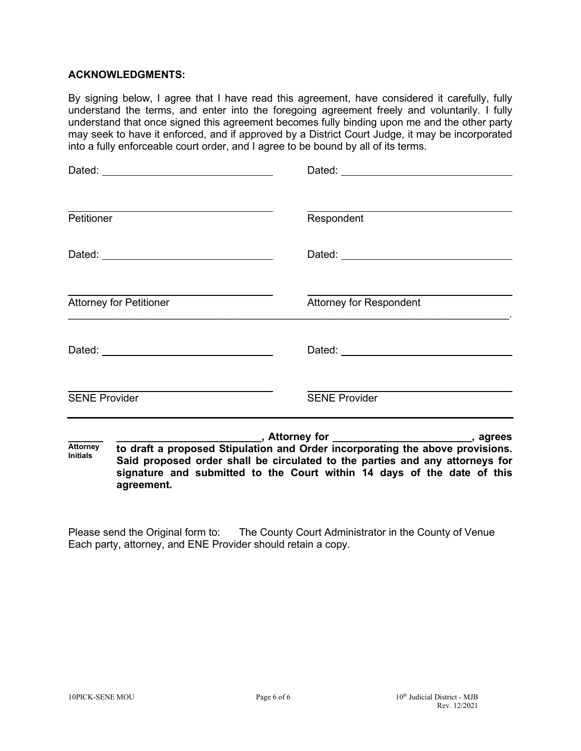**ACKNOWLEDGMENTS:**

By signing below, I agree that I have read this agreement, have considered it carefully, fully understand the terms, and enter into the foregoing agreement freely and voluntarily. I fully understand that once signed this agreement becomes fully binding upon me and the other party may seek to have it enforced, and if approved by a District Court Judge, it may be incorporated into a fully enforceable court order, and I agree to be bound by all of its terms.

| | |
|---|---|
| Dated: ______________________________ | Dated: ______________________________ |
| ______________________________ | ______________________________ |
| Petitioner | Respondent |
| Dated: ______________________________ | Dated: ______________________________ |
| ______________________________ | ______________________________ |
| Attorney for Petitioner | Attorney for Respondent |

______________________________________________________________________________.

| | |
|---|---|
| Dated: ______________________________ | Dated: ______________________________ |
| ______________________________ | ______________________________ |
| SENE Provider | SENE Provider |

______
**Attorney Initials**

**_________________________, Attorney for ________________________, agrees to draft a proposed Stipulation and Order incorporating the above provisions. Said proposed order shall be circulated to the parties and any attorneys for signature and submitted to the Court within 14 days of the date of this agreement.**

Please send the Original form to: The County Court Administrator in the County of Venue
Each party, attorney, and ENE Provider should retain a copy.

10PICK-SENE MOU

10th Judicial District - MJB
Rev. 12/2021